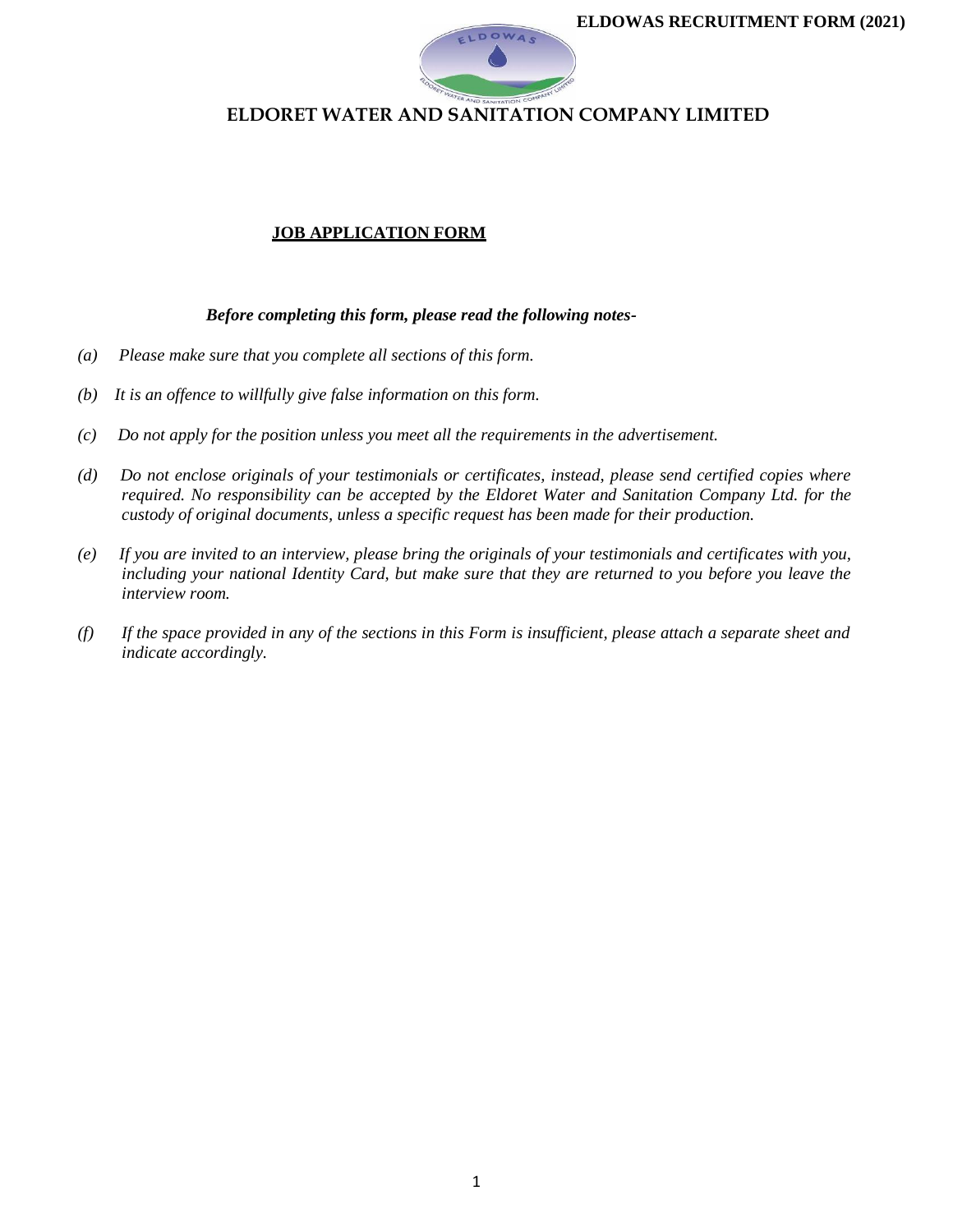# ELDORET WATER AND SANITATION COMPANY LIMITED

## JOB APPLICATION FORM

***Before completing this form, please read the following notes-***

*(a) Please make sure that you complete all sections of this form.*

*(b) It is an offence to willfully give false information on this form.*

*(c) Do not apply for the position unless you meet all the requirements in the advertisement.*

*(d) Do not enclose originals of your testimonials or certificates, instead, please send certified copies where required. No responsibility can be accepted by the Eldoret Water and Sanitation Company Ltd. for the custody of original documents, unless a specific request has been made for their production.*

*(e) If you are invited to an interview, please bring the originals of your testimonials and certificates with you, including your national Identity Card, but make sure that they are returned to you before you leave the interview room.*

*(f) If the space provided in any of the sections in this Form is insufficient, please attach a separate sheet and indicate accordingly.*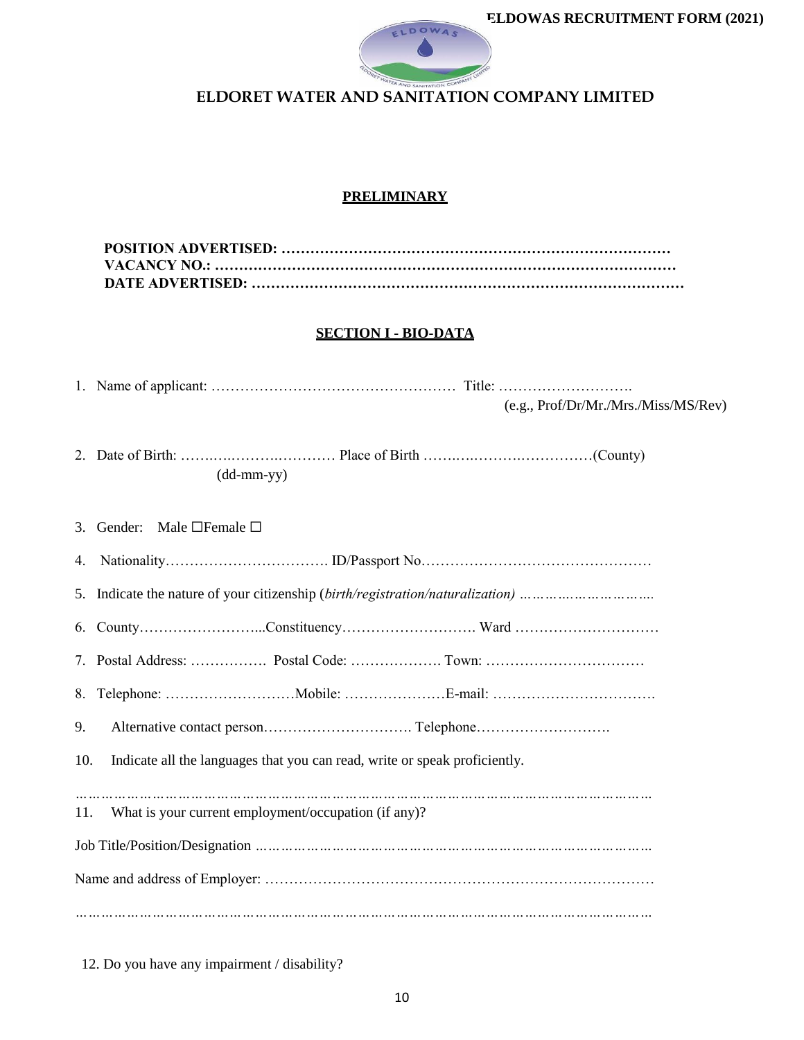# ELDORET WATER AND SANITATION COMPANY LIMITED

## PRELIMINARY

**POSITION ADVERTISED: ………………………………………………………………………**
**VACANCY NO.: ……………………………………………………………………………………**
**DATE ADVERTISED: ………………………………………………………………………………**

## SECTION I - BIO-DATA

1. Name of applicant: …………………………………………… Title: ……………………….
   (e.g., Prof/Dr/Mr./Mrs./Miss/MS/Rev)

2. Date of Birth: ……….………….………… Place of Birth …….….…….……………(County)
   (dd-mm-yy)

3. Gender: Male ☐Female ☐

4. Nationality……………………………. ID/Passport No…………………………………………

5. Indicate the nature of your citizenship (*birth/registration/naturalization) ………….…………….*

6. County……………………...Constituency………………………. Ward …………………………

7. Postal Address: ……………. Postal Code: ………………. Town: ……………………………

8. Telephone: ………………………Mobile: …………………E-mail: …………………………….

9. Alternative contact person…………………………. Telephone……………………….

10. Indicate all the languages that you can read, write or speak proficiently.

……………………………………………………………………………………………………………

11. What is your current employment/occupation (if any)?

Job Title/Position/Designation …………………………………………………………………………

Name and address of Employer: ………………………………………………………………………

……………………………………………………………………………………………………………

12. Do you have any impairment / disability?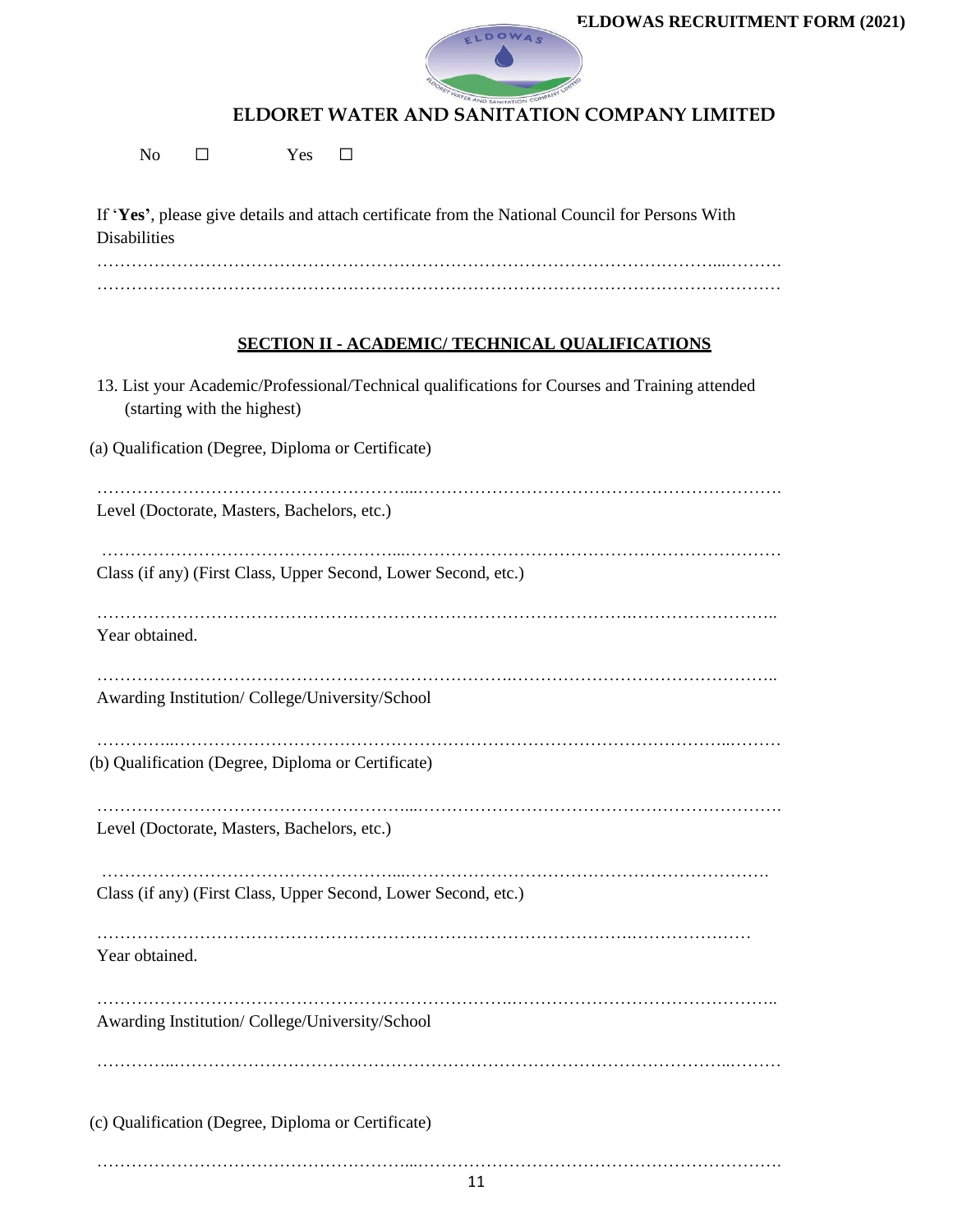# ELDORET WATER AND SANITATION COMPANY LIMITED

No ☐ Yes ☐

If '**Yes'**, please give details and attach certificate from the National Council for Persons With Disabilities

…………………………………………………………………………………………………………
…………………………………………………………………………………………………………

## SECTION II - ACADEMIC/ TECHNICAL QUALIFICATIONS

13. List your Academic/Professional/Technical qualifications for Courses and Training attended (starting with the highest)

(a) Qualification (Degree, Diploma or Certificate)

…………………………………………………………………………………………………………

Level (Doctorate, Masters, Bachelors, etc.)

…………………………………………………………………………………………………………

Class (if any) (First Class, Upper Second, Lower Second, etc.)

…………………………………………………………………………………………………………

Year obtained.

…………………………………………………………………………………………………………

Awarding Institution/ College/University/School

…………………………………………………………………………………………………………

(b) Qualification (Degree, Diploma or Certificate)

…………………………………………………………………………………………………………

Level (Doctorate, Masters, Bachelors, etc.)

…………………………………………………………………………………………………………

Class (if any) (First Class, Upper Second, Lower Second, etc.)

…………………………………………………………………………………………………………

Year obtained.

…………………………………………………………………………………………………………

Awarding Institution/ College/University/School

…………………………………………………………………………………………………………

(c) Qualification (Degree, Diploma or Certificate)

…………………………………………………………………………………………………………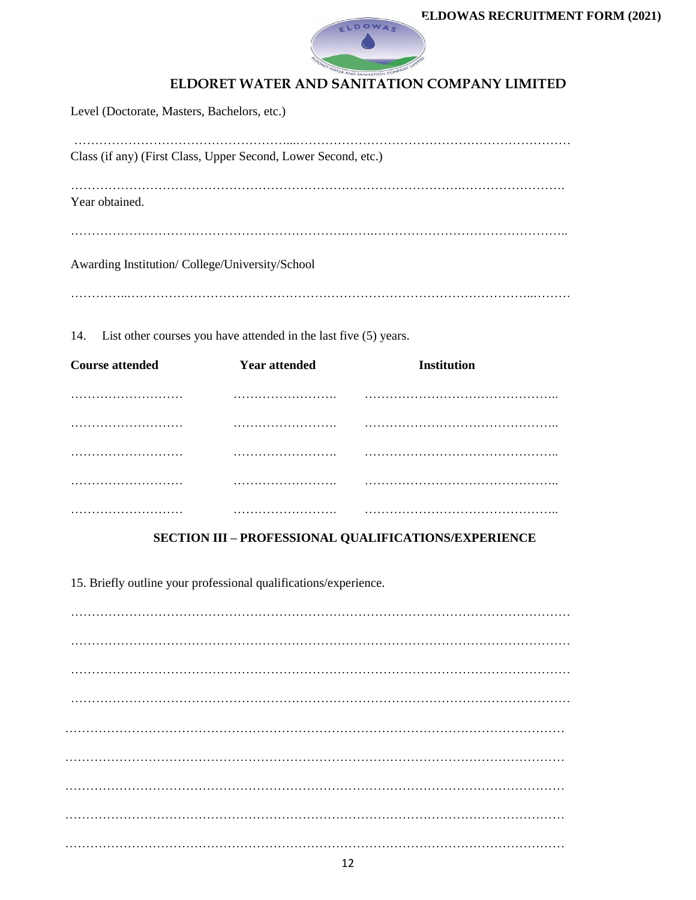Level (Doctorate, Masters, Bachelors, etc.)

………………………………………………...…………………………………………………………

Class (if any) (First Class, Upper Second, Lower Second, etc.)

…………………………………………………………………………………..…………………….

Year obtained.

……………………………………………………………..………………………………………..

Awarding Institution/ College/University/School

…………..…………………………………………………………………………………...………

14. List other courses you have attended in the last five (5) years.

| Course attended | Year attended | Institution |
|---|---|---|
| ……………………… | ……………………. | ……………………………………….. |
| ……………………… | ……………………. | ……………………………………….. |
| ……………………… | ……………………. | ……………………………………….. |
| ……………………… | ……………………. | ……………………………………….. |
| ……………………… | ……………………. | ……………………………………….. |

## SECTION III – PROFESSIONAL QUALIFICATIONS/EXPERIENCE

15. Briefly outline your professional qualifications/experience.

…………………………………………………………………………………………………………

…………………………………………………………………………………………………………

…………………………………………………………………………………………………………

…………………………………………………………………………………………………………

…………………………………………………………………………………………………………

…………………………………………………………………………………………………………

…………………………………………………………………………………………………………

…………………………………………………………………………………………………………

…………………………………………………………………………………………………………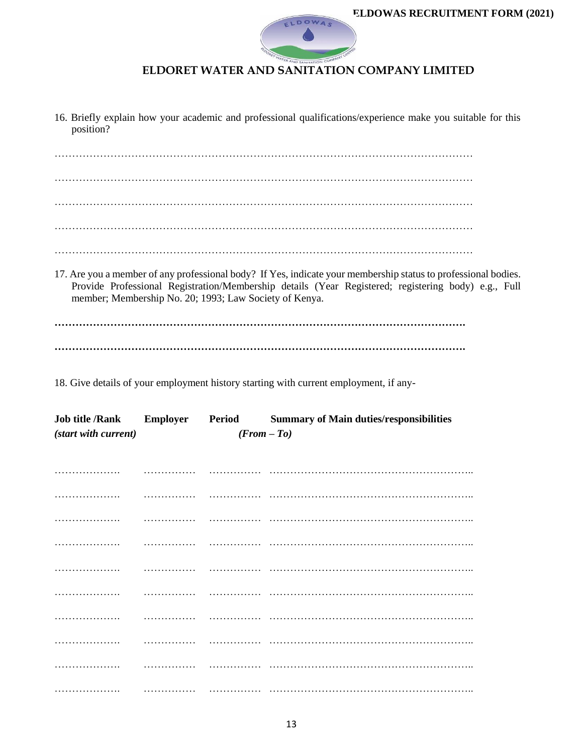# ELDORET WATER AND SANITATION COMPANY LIMITED

16. Briefly explain how your academic and professional qualifications/experience make you suitable for this position?

…………………………………………………………………………………………………………

…………………………………………………………………………………………………………

…………………………………………………………………………………………………………

…………………………………………………………………………………………………………

…………………………………………………………………………………………………………

17. Are you a member of any professional body? If Yes, indicate your membership status to professional bodies. Provide Professional Registration/Membership details (Year Registered; registering body) e.g., Full member; Membership No. 20; 1993; Law Society of Kenya.

**…………………………………………………………………………………………………………**

**…………………………………………………………………………………………………………**

18. Give details of your employment history starting with current employment, if any-

| **Job title /Rank** *(start with current)* | **Employer** | **Period** *(From – To)* | **Summary of Main duties/responsibilities** |
|---|---|---|---|
| ………………. | …………… | …………… | ………………………………………………….. |
| ………………. | …………… | …………… | ………………………………………………….. |
| ………………. | …………… | …………… | ………………………………………………….. |
| ………………. | …………… | …………… | ………………………………………………….. |
| ………………. | …………… | …………… | ………………………………………………….. |
| ………………. | …………… | …………… | ………………………………………………….. |
| ………………. | …………… | …………… | ………………………………………………….. |
| ………………. | …………… | …………… | ………………………………………………….. |
| ………………. | …………… | …………… | ………………………………………………….. |
| ………………. | …………… | …………… | ………………………………………………….. |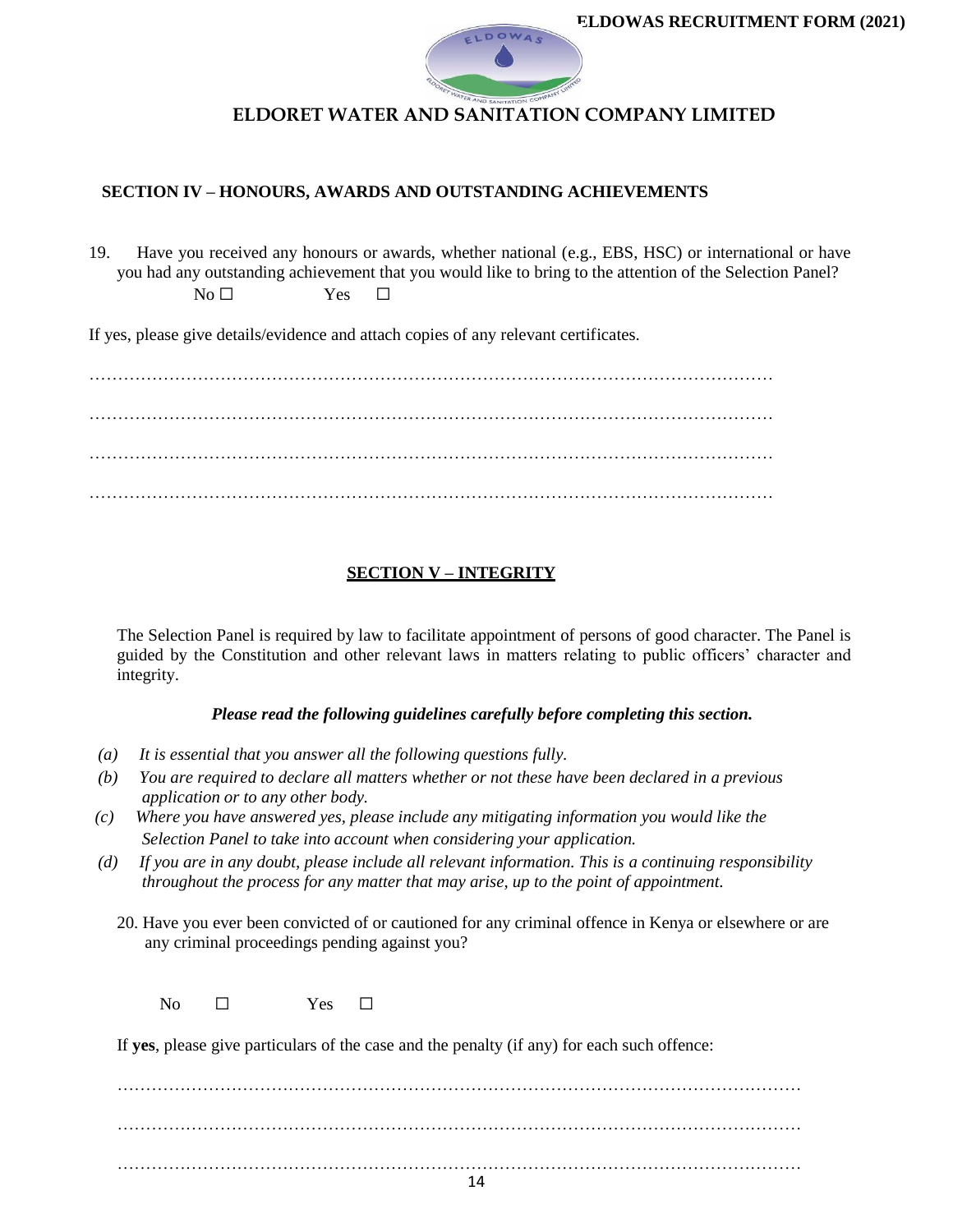## SECTION IV – HONOURS, AWARDS AND OUTSTANDING ACHIEVEMENTS

19. Have you received any honours or awards, whether national (e.g., EBS, HSC) or international or have you had any outstanding achievement that you would like to bring to the attention of the Selection Panel?

No ☐ Yes ☐

If yes, please give details/evidence and attach copies of any relevant certificates.

…………………………………………………………………………………………………………

…………………………………………………………………………………………………………

…………………………………………………………………………………………………………

…………………………………………………………………………………………………………

## SECTION V – INTEGRITY

The Selection Panel is required by law to facilitate appointment of persons of good character. The Panel is guided by the Constitution and other relevant laws in matters relating to public officers' character and integrity.

***Please read the following guidelines carefully before completing this section.***

- *(a) It is essential that you answer all the following questions fully.*
- *(b) You are required to declare all matters whether or not these have been declared in a previous application or to any other body.*
- *(c) Where you have answered yes, please include any mitigating information you would like the Selection Panel to take into account when considering your application.*
- *(d) If you are in any doubt, please include all relevant information. This is a continuing responsibility throughout the process for any matter that may arise, up to the point of appointment.*

20. Have you ever been convicted of or cautioned for any criminal offence in Kenya or elsewhere or are any criminal proceedings pending against you?

No ☐ Yes ☐

If **yes**, please give particulars of the case and the penalty (if any) for each such offence:

…………………………………………………………………………………………………………

…………………………………………………………………………………………………………

…………………………………………………………………………………………………………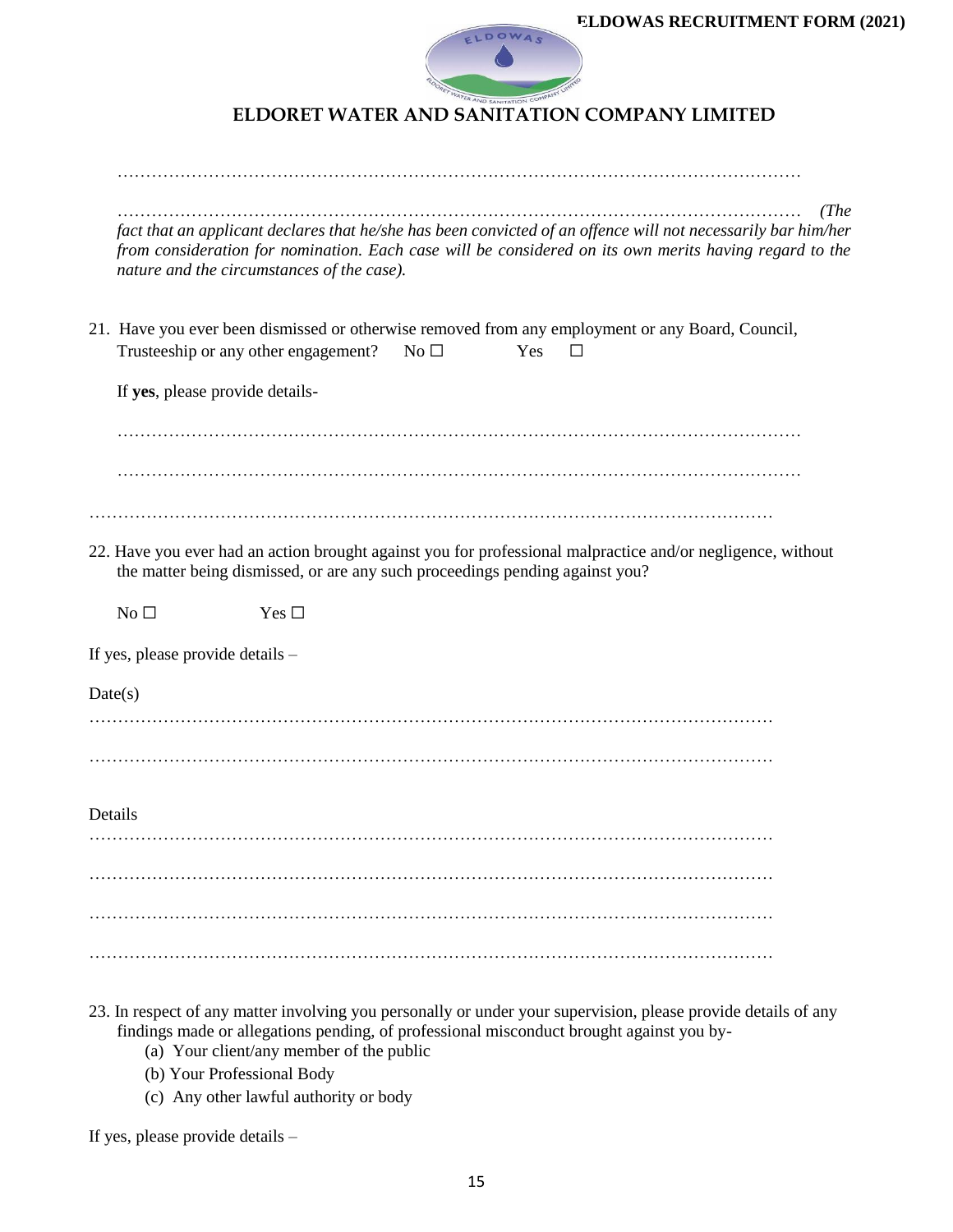# ELDORET WATER AND SANITATION COMPANY LIMITED

…………………………………………………………………………………………………………

………………………………………………………………………………………………………… *(The fact that an applicant declares that he/she has been convicted of an offence will not necessarily bar him/her from consideration for nomination. Each case will be considered on its own merits having regard to the nature and the circumstances of the case).*

21. Have you ever been dismissed or otherwise removed from any employment or any Board, Council, Trusteeship or any other engagement? No ☐ Yes ☐

    If **yes**, please provide details-

    …………………………………………………………………………………………………………

    …………………………………………………………………………………………………………

…………………………………………………………………………………………………………

22. Have you ever had an action brought against you for professional malpractice and/or negligence, without the matter being dismissed, or are any such proceedings pending against you?

    No ☐ Yes ☐

If yes, please provide details –

Date(s)

…………………………………………………………………………………………………………

…………………………………………………………………………………………………………

Details

…………………………………………………………………………………………………………

…………………………………………………………………………………………………………

…………………………………………………………………………………………………………

…………………………………………………………………………………………………………

23. In respect of any matter involving you personally or under your supervision, please provide details of any findings made or allegations pending, of professional misconduct brought against you by-
    (a) Your client/any member of the public
    (b) Your Professional Body
    (c) Any other lawful authority or body

If yes, please provide details –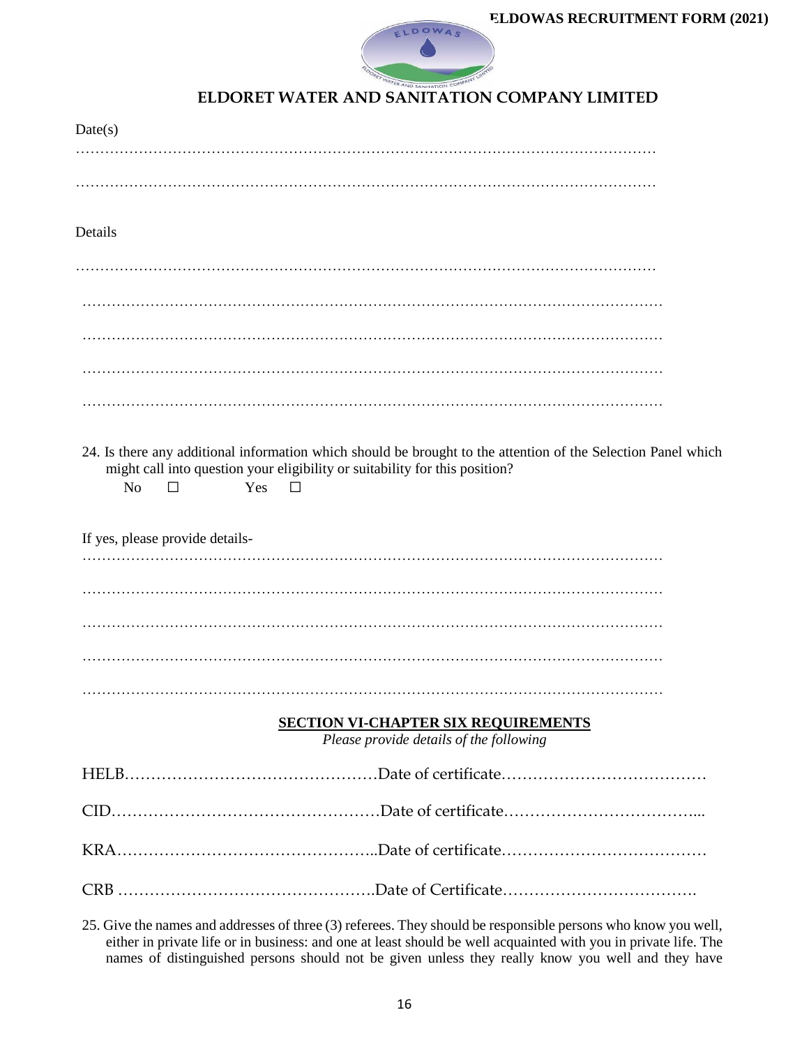# ELDORET WATER AND SANITATION COMPANY LIMITED

Date(s)

…………………………………………………………………………………………………………

…………………………………………………………………………………………………………

Details

…………………………………………………………………………………………………………

…………………………………………………………………………………………………………

…………………………………………………………………………………………………………

…………………………………………………………………………………………………………

…………………………………………………………………………………………………………

24. Is there any additional information which should be brought to the attention of the Selection Panel which might call into question your eligibility or suitability for this position?

    No ☐ Yes ☐

If yes, please provide details-

…………………………………………………………………………………………………………

…………………………………………………………………………………………………………

…………………………………………………………………………………………………………

…………………………………………………………………………………………………………

…………………………………………………………………………………………………………

## SECTION VI-CHAPTER SIX REQUIREMENTS

*Please provide details of the following*

HELB…………………………………………Date of certificate…………………………………

CID……………………………………………Date of certificate……………………………...

KRA…………………………………………..Date of certificate…………………………………

CRB ……………………………………….Date of Certificate…………………………….

25. Give the names and addresses of three (3) referees. They should be responsible persons who know you well, either in private life or in business: and one at least should be well acquainted with you in private life. The names of distinguished persons should not be given unless they really know you well and they have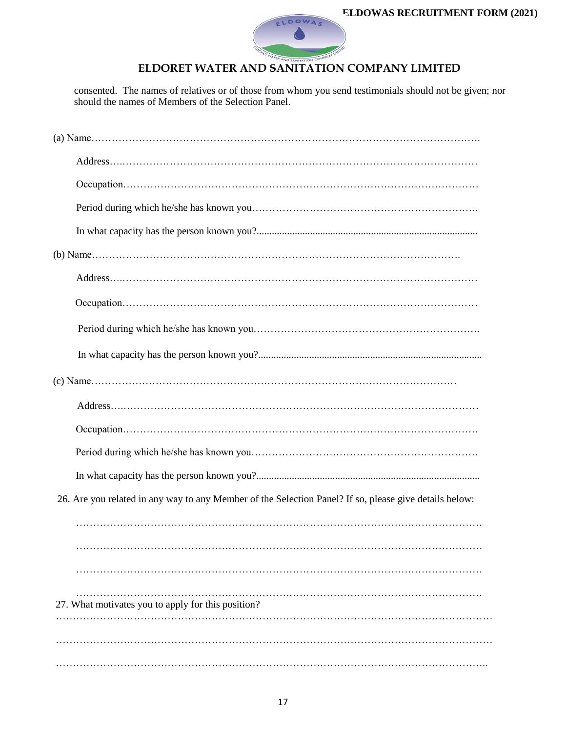## ELDORET WATER AND SANITATION COMPANY LIMITED

consented. The names of relatives or of those from whom you send testimonials should not be given; nor should the names of Members of the Selection Panel.

(a) Name…………………………………………………………………………………………………….

Address……………………………………………………………………………………………

Occupation…………………………………………………………………………………………

Period during which he/she has known you……………………………………………………….

In what capacity has the person known you?.......................................................................................

(b) Name……………………………………………………………………………………………….

Address……………………………………………………………………………………………

Occupation…………………………………………………………………………………………

Period during which he/she has known you……………………………………………………….

In what capacity has the person known you?.......................................................................................

(c) Name………………………………………………………………………………………………

Address……………………………………………………………………………………………

Occupation…………………………………………………………………………………………

Period during which he/she has known you……………………………………………………….

In what capacity has the person known you?.......................................................................................

26. Are you related in any way to any Member of the Selection Panel? If so, please give details below:

……………………………………………………………………………………………………………

……………………………………………………………………………………………………………

……………………………………………………………………………………………………………

……………………………………………………………………………………………………………

27. What motivates you to apply for this position?

……………………………………………………………………………………………………………

……………………………………………………………………………………………………………

…………………………………………………………………………………………………………..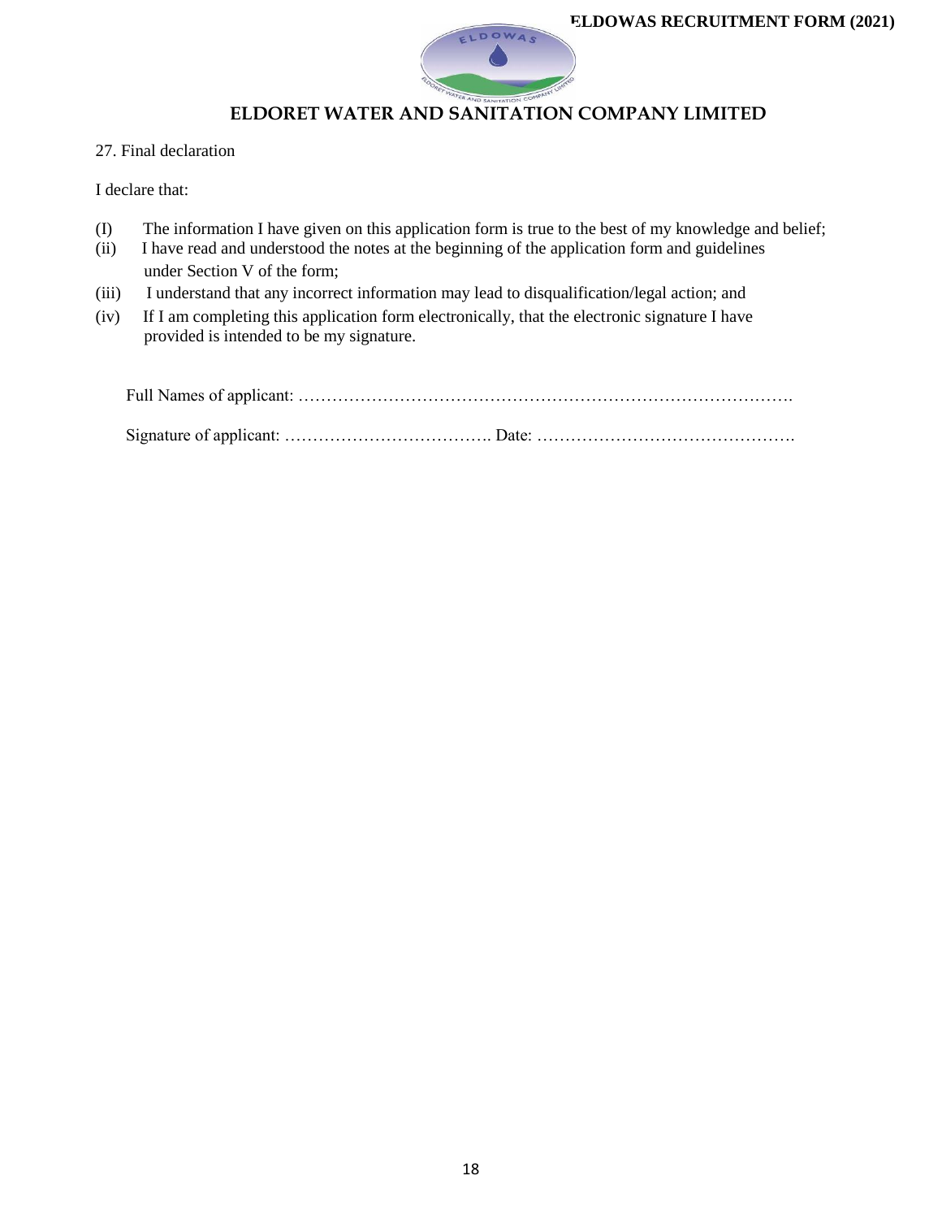# ELDORET WATER AND SANITATION COMPANY LIMITED

27. Final declaration

I declare that:

(I) The information I have given on this application form is true to the best of my knowledge and belief;

(ii) I have read and understood the notes at the beginning of the application form and guidelines under Section V of the form;

(iii) I understand that any incorrect information may lead to disqualification/legal action; and

(iv) If I am completing this application form electronically, that the electronic signature I have provided is intended to be my signature.

Full Names of applicant: ……………………………………………………………………………….

Signature of applicant: ………………………………. Date: ……………………………………….